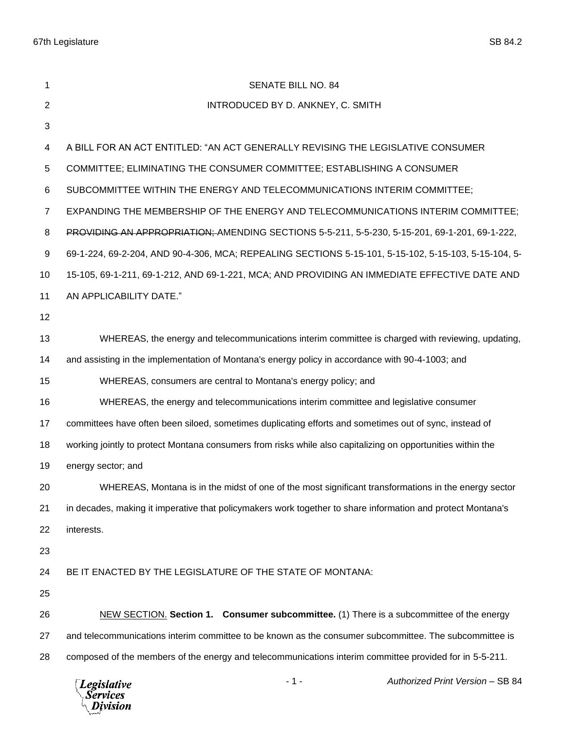# SENATE BILL NO. 84

INTRODUCED BY D. ANKNEY, C. SMITH

A BILL FOR AN ACT ENTITLED: "AN ACT GENERALLY REVISING THE LEGISLATIVE CONSUMER COMMITTEE; ELIMINATING THE CONSUMER COMMITTEE; ESTABLISHING A CONSUMER SUBCOMMITTEE WITHIN THE ENERGY AND TELECOMMUNICATIONS INTERIM COMMITTEE; EXPANDING THE MEMBERSHIP OF THE ENERGY AND TELECOMMUNICATIONS INTERIM COMMITTEE; ~~PROVIDING AN APPROPRIATION;~~ AMENDING SECTIONS 5-5-211, 5-5-230, 5-15-201, 69-1-201, 69-1-222, 69-1-224, 69-2-204, AND 90-4-306, MCA; REPEALING SECTIONS 5-15-101, 5-15-102, 5-15-103, 5-15-104, 5-15-105, 69-1-211, 69-1-212, AND 69-1-221, MCA; AND PROVIDING AN IMMEDIATE EFFECTIVE DATE AND AN APPLICABILITY DATE."

WHEREAS, the energy and telecommunications interim committee is charged with reviewing, updating, and assisting in the implementation of Montana's energy policy in accordance with 90-4-1003; and

WHEREAS, consumers are central to Montana's energy policy; and

WHEREAS, the energy and telecommunications interim committee and legislative consumer committees have often been siloed, sometimes duplicating efforts and sometimes out of sync, instead of working jointly to protect Montana consumers from risks while also capitalizing on opportunities within the energy sector; and

WHEREAS, Montana is in the midst of one of the most significant transformations in the energy sector in decades, making it imperative that policymakers work together to share information and protect Montana's interests.

BE IT ENACTED BY THE LEGISLATURE OF THE STATE OF MONTANA:

NEW SECTION. **Section 1. Consumer subcommittee.** (1) There is a subcommittee of the energy and telecommunications interim committee to be known as the consumer subcommittee. The subcommittee is composed of the members of the energy and telecommunications interim committee provided for in 5-5-211.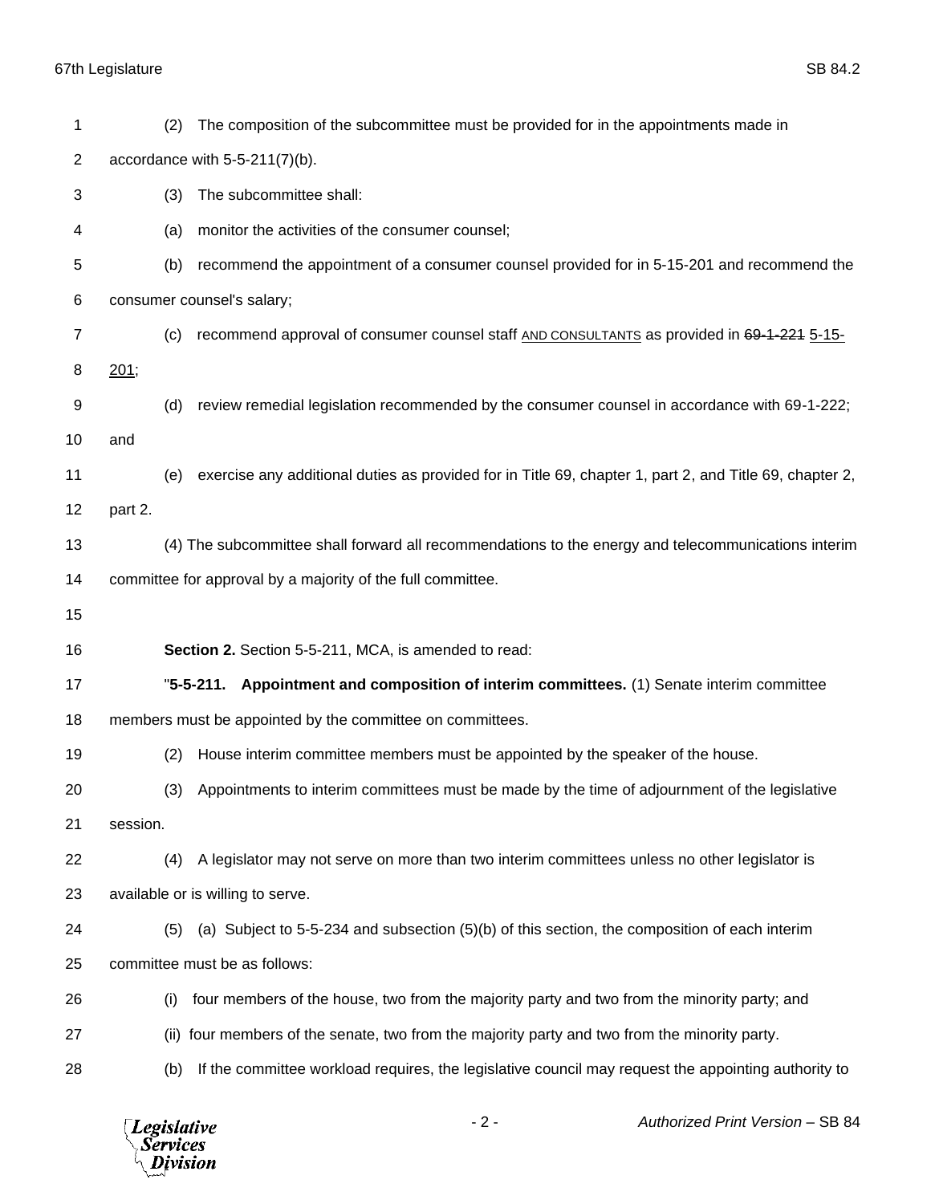(2) The composition of the subcommittee must be provided for in the appointments made in accordance with 5-5-211(7)(b).

(3) The subcommittee shall:

(a) monitor the activities of the consumer counsel;

(b) recommend the appointment of a consumer counsel provided for in 5-15-201 and recommend the consumer counsel's salary;

(c) recommend approval of consumer counsel staff AND CONSULTANTS as provided in ~~69-1-221~~ 5-15-201;

(d) review remedial legislation recommended by the consumer counsel in accordance with 69-1-222; and

(e) exercise any additional duties as provided for in Title 69, chapter 1, part 2, and Title 69, chapter 2, part 2.

(4) The subcommittee shall forward all recommendations to the energy and telecommunications interim committee for approval by a majority of the full committee.

**Section 2.** Section 5-5-211, MCA, is amended to read:

"**5-5-211. Appointment and composition of interim committees.** (1) Senate interim committee members must be appointed by the committee on committees.

(2) House interim committee members must be appointed by the speaker of the house.

(3) Appointments to interim committees must be made by the time of adjournment of the legislative session.

(4) A legislator may not serve on more than two interim committees unless no other legislator is available or is willing to serve.

(5) (a) Subject to 5-5-234 and subsection (5)(b) of this section, the composition of each interim committee must be as follows:

(i) four members of the house, two from the majority party and two from the minority party; and

(ii) four members of the senate, two from the majority party and two from the minority party.

(b) If the committee workload requires, the legislative council may request the appointing authority to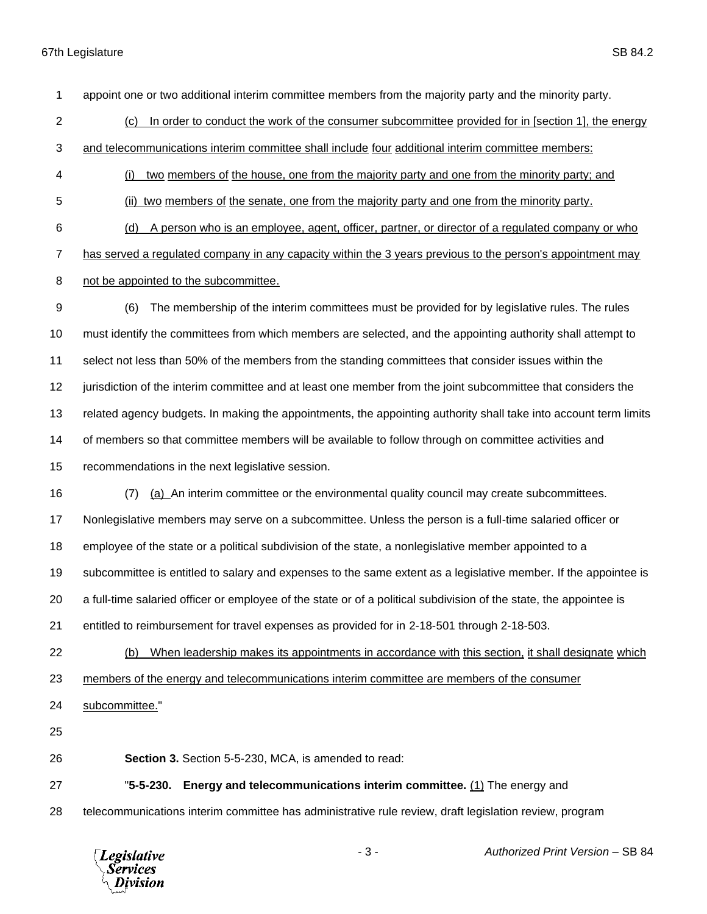appoint one or two additional interim committee members from the majority party and the minority party.

(c) In order to conduct the work of the consumer subcommittee provided for in [section 1], the energy and telecommunications interim committee shall include four additional interim committee members:

(i) two members of the house, one from the majority party and one from the minority party; and

(ii) two members of the senate, one from the majority party and one from the minority party.

(d) A person who is an employee, agent, officer, partner, or director of a regulated company or who has served a regulated company in any capacity within the 3 years previous to the person's appointment may not be appointed to the subcommittee.

(6) The membership of the interim committees must be provided for by legislative rules. The rules must identify the committees from which members are selected, and the appointing authority shall attempt to select not less than 50% of the members from the standing committees that consider issues within the jurisdiction of the interim committee and at least one member from the joint subcommittee that considers the related agency budgets. In making the appointments, the appointing authority shall take into account term limits of members so that committee members will be available to follow through on committee activities and recommendations in the next legislative session.

(7) (a) An interim committee or the environmental quality council may create subcommittees. Nonlegislative members may serve on a subcommittee. Unless the person is a full-time salaried officer or employee of the state or a political subdivision of the state, a nonlegislative member appointed to a subcommittee is entitled to salary and expenses to the same extent as a legislative member. If the appointee is a full-time salaried officer or employee of the state or of a political subdivision of the state, the appointee is entitled to reimbursement for travel expenses as provided for in 2-18-501 through 2-18-503.

(b) When leadership makes its appointments in accordance with this section, it shall designate which members of the energy and telecommunications interim committee are members of the consumer subcommittee."

**Section 3.** Section 5-5-230, MCA, is amended to read:

"**5-5-230. Energy and telecommunications interim committee.** (1) The energy and telecommunications interim committee has administrative rule review, draft legislation review, program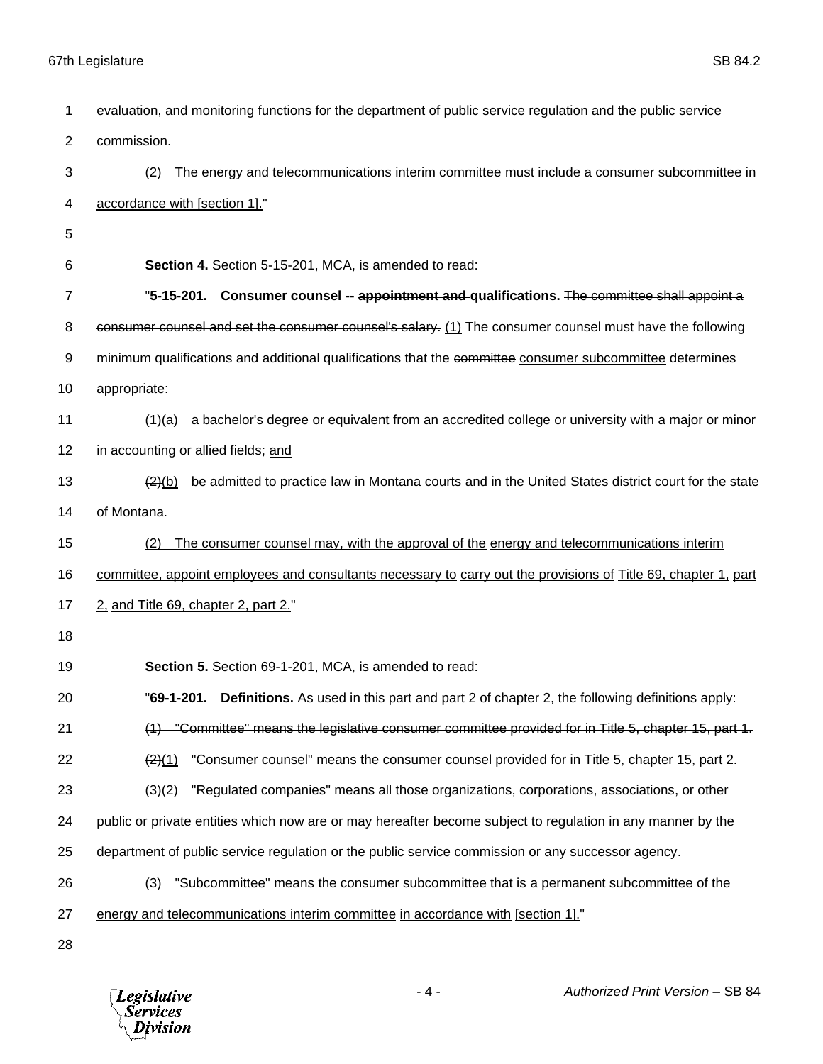evaluation, and monitoring functions for the department of public service regulation and the public service commission.

(2) The energy and telecommunications interim committee must include a consumer subcommittee in accordance with [section 1]."

**Section 4.** Section 5-15-201, MCA, is amended to read:

"**5-15-201. Consumer counsel -- ~~appointment and~~ qualifications.** ~~The committee shall appoint a consumer counsel and set the consumer counsel's salary.~~ (1) The consumer counsel must have the following minimum qualifications and additional qualifications that the ~~committee~~ consumer subcommittee determines appropriate:

~~(1)~~(a) a bachelor's degree or equivalent from an accredited college or university with a major or minor in accounting or allied fields; and

~~(2)~~(b) be admitted to practice law in Montana courts and in the United States district court for the state of Montana.

(2) The consumer counsel may, with the approval of the energy and telecommunications interim committee, appoint employees and consultants necessary to carry out the provisions of Title 69, chapter 1, part 2, and Title 69, chapter 2, part 2."

**Section 5.** Section 69-1-201, MCA, is amended to read:

"**69-1-201. Definitions.** As used in this part and part 2 of chapter 2, the following definitions apply:

~~(1) "Committee" means the legislative consumer committee provided for in Title 5, chapter 15, part 1.~~

~~(2)~~(1) "Consumer counsel" means the consumer counsel provided for in Title 5, chapter 15, part 2.

~~(3)~~(2) "Regulated companies" means all those organizations, corporations, associations, or other public or private entities which now are or may hereafter become subject to regulation in any manner by the department of public service regulation or the public service commission or any successor agency.

(3) "Subcommittee" means the consumer subcommittee that is a permanent subcommittee of the energy and telecommunications interim committee in accordance with [section 1]."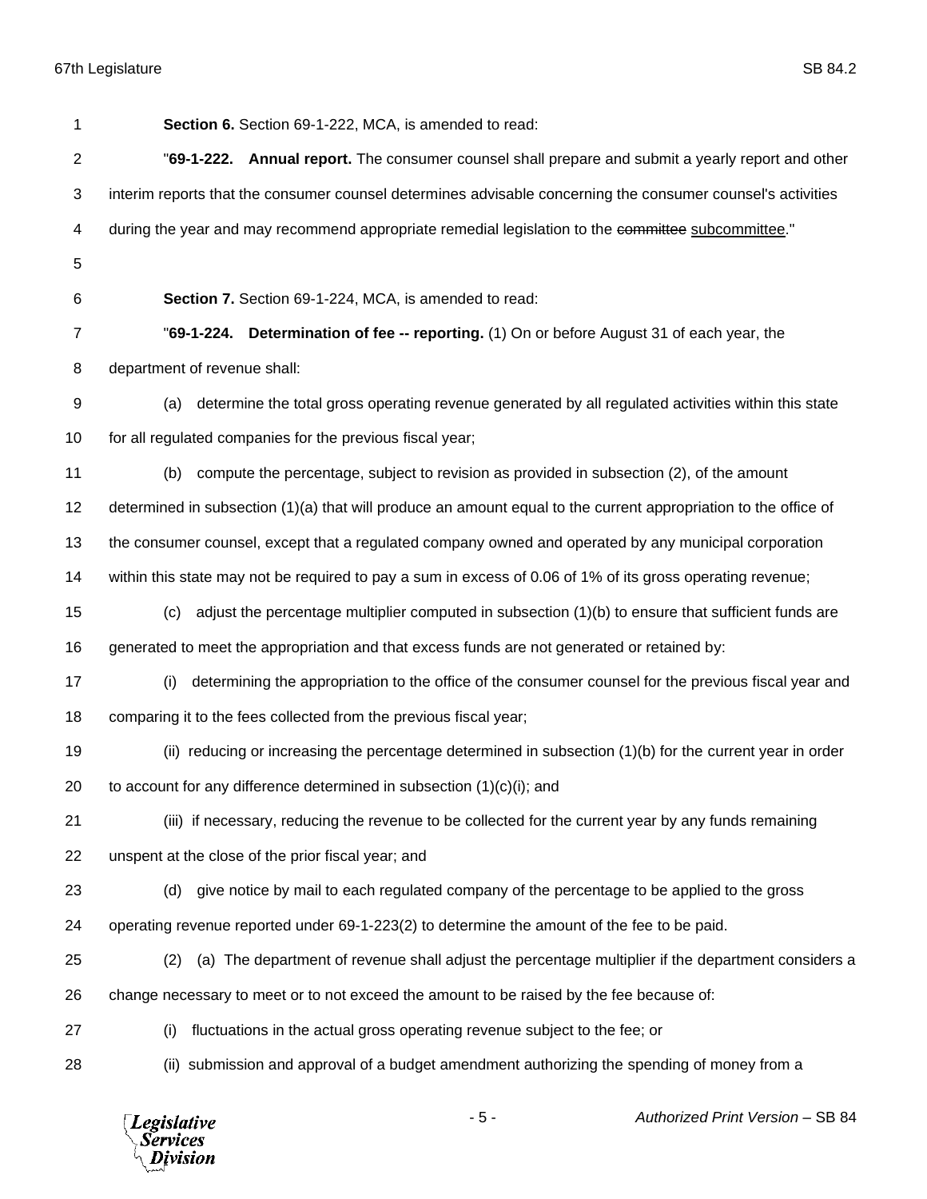**Section 6.** Section 69-1-222, MCA, is amended to read:

"**69-1-222. Annual report.** The consumer counsel shall prepare and submit a yearly report and other interim reports that the consumer counsel determines advisable concerning the consumer counsel's activities during the year and may recommend appropriate remedial legislation to the ~~committee~~ subcommittee."

**Section 7.** Section 69-1-224, MCA, is amended to read:

"**69-1-224. Determination of fee -- reporting.** (1) On or before August 31 of each year, the department of revenue shall:

(a) determine the total gross operating revenue generated by all regulated activities within this state for all regulated companies for the previous fiscal year;

(b) compute the percentage, subject to revision as provided in subsection (2), of the amount determined in subsection (1)(a) that will produce an amount equal to the current appropriation to the office of the consumer counsel, except that a regulated company owned and operated by any municipal corporation within this state may not be required to pay a sum in excess of 0.06 of 1% of its gross operating revenue;

(c) adjust the percentage multiplier computed in subsection (1)(b) to ensure that sufficient funds are generated to meet the appropriation and that excess funds are not generated or retained by:

(i) determining the appropriation to the office of the consumer counsel for the previous fiscal year and comparing it to the fees collected from the previous fiscal year;

(ii) reducing or increasing the percentage determined in subsection (1)(b) for the current year in order to account for any difference determined in subsection (1)(c)(i); and

(iii) if necessary, reducing the revenue to be collected for the current year by any funds remaining unspent at the close of the prior fiscal year; and

(d) give notice by mail to each regulated company of the percentage to be applied to the gross operating revenue reported under 69-1-223(2) to determine the amount of the fee to be paid.

(2) (a) The department of revenue shall adjust the percentage multiplier if the department considers a change necessary to meet or to not exceed the amount to be raised by the fee because of:

(i) fluctuations in the actual gross operating revenue subject to the fee; or

(ii) submission and approval of a budget amendment authorizing the spending of money from a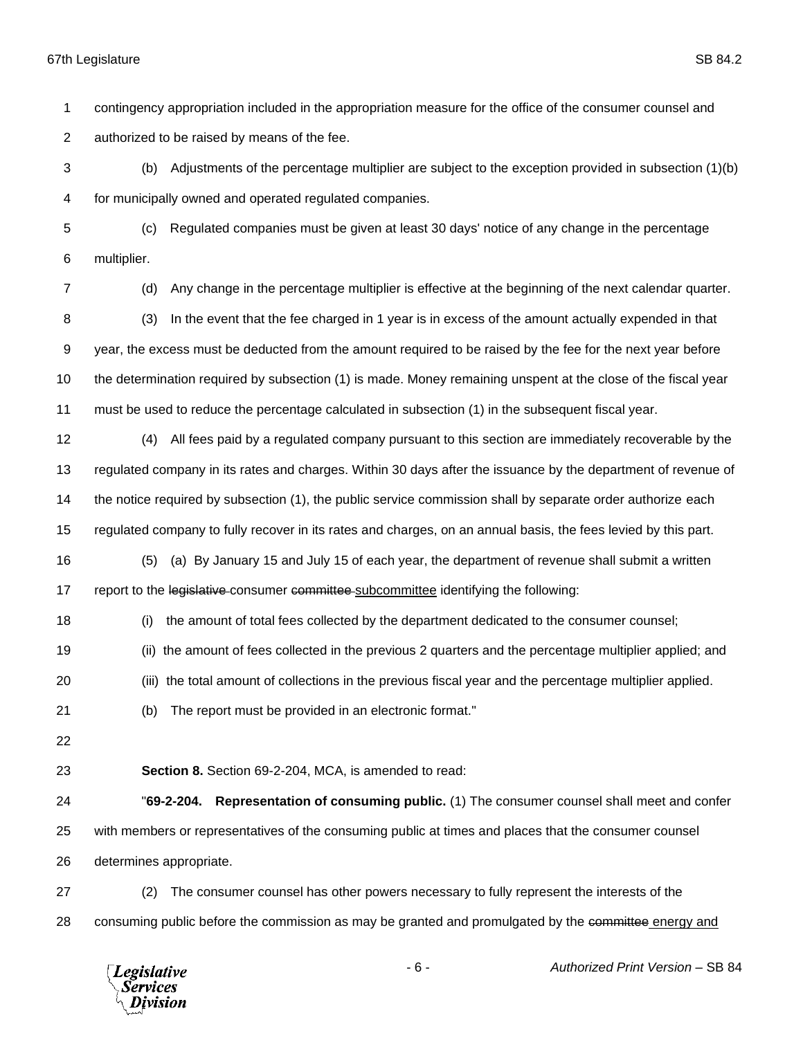contingency appropriation included in the appropriation measure for the office of the consumer counsel and authorized to be raised by means of the fee.

(b) Adjustments of the percentage multiplier are subject to the exception provided in subsection (1)(b) for municipally owned and operated regulated companies.

(c) Regulated companies must be given at least 30 days' notice of any change in the percentage multiplier.

(d) Any change in the percentage multiplier is effective at the beginning of the next calendar quarter.

(3) In the event that the fee charged in 1 year is in excess of the amount actually expended in that year, the excess must be deducted from the amount required to be raised by the fee for the next year before the determination required by subsection (1) is made. Money remaining unspent at the close of the fiscal year must be used to reduce the percentage calculated in subsection (1) in the subsequent fiscal year.

(4) All fees paid by a regulated company pursuant to this section are immediately recoverable by the regulated company in its rates and charges. Within 30 days after the issuance by the department of revenue of the notice required by subsection (1), the public service commission shall by separate order authorize each regulated company to fully recover in its rates and charges, on an annual basis, the fees levied by this part.

(5) (a) By January 15 and July 15 of each year, the department of revenue shall submit a written report to the ~~legislative~~ consumer ~~committee~~ <u>subcommittee</u> identifying the following:

(i) the amount of total fees collected by the department dedicated to the consumer counsel;

(ii) the amount of fees collected in the previous 2 quarters and the percentage multiplier applied; and

(iii) the total amount of collections in the previous fiscal year and the percentage multiplier applied.

(b) The report must be provided in an electronic format."

**Section 8.** Section 69-2-204, MCA, is amended to read:

"**69-2-204. Representation of consuming public.** (1) The consumer counsel shall meet and confer with members or representatives of the consuming public at times and places that the consumer counsel determines appropriate.

(2) The consumer counsel has other powers necessary to fully represent the interests of the consuming public before the commission as may be granted and promulgated by the ~~committee~~ <u>energy and</u>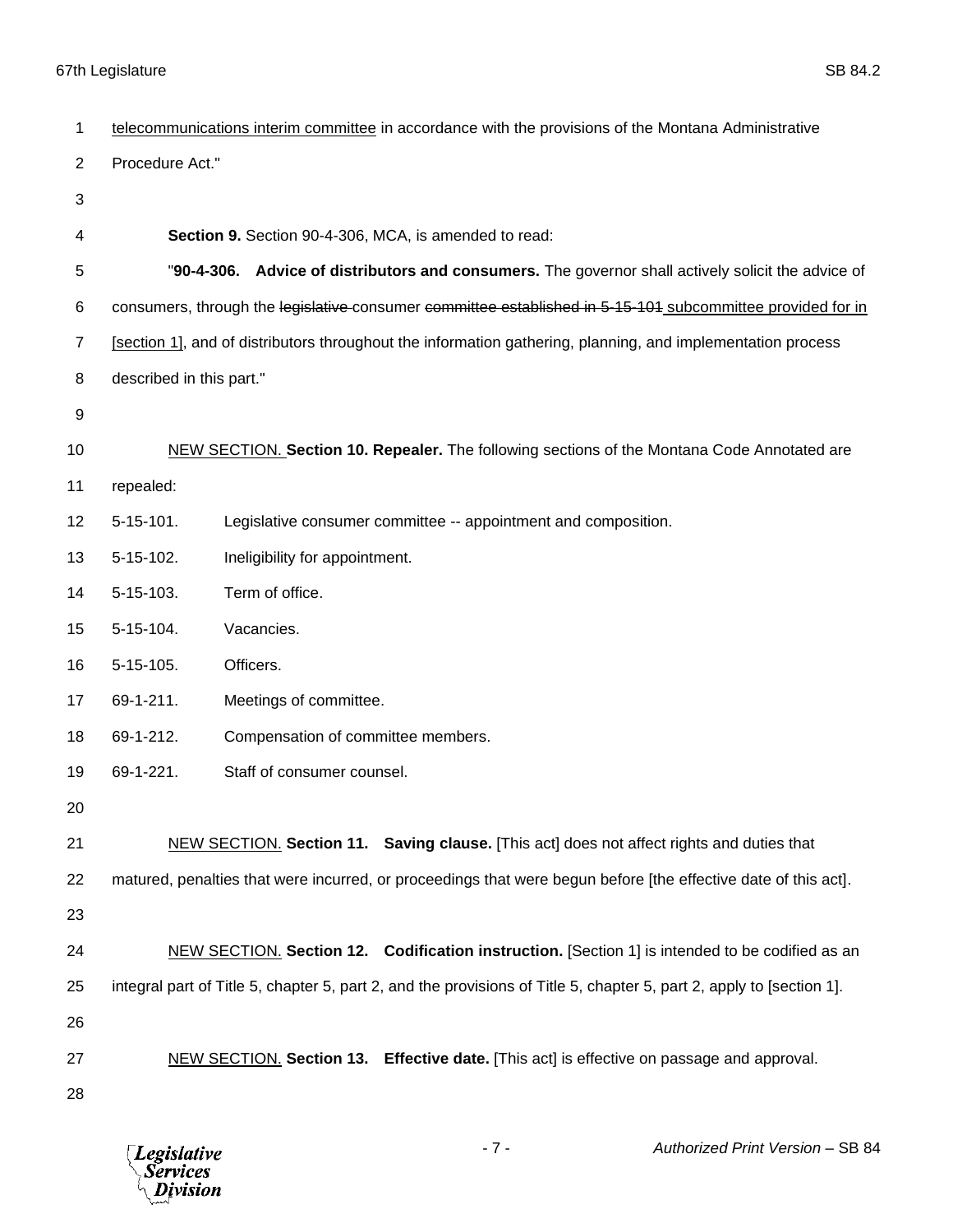telecommunications interim committee in accordance with the provisions of the Montana Administrative Procedure Act."

**Section 9.** Section 90-4-306, MCA, is amended to read:

"**90-4-306. Advice of distributors and consumers.** The governor shall actively solicit the advice of consumers, through the ~~legislative~~ consumer ~~committee established in 5-15-101~~ subcommittee provided for in [section 1], and of distributors throughout the information gathering, planning, and implementation process described in this part."

NEW SECTION. **Section 10. Repealer.** The following sections of the Montana Code Annotated are repealed:

5-15-101. Legislative consumer committee -- appointment and composition.

5-15-102. Ineligibility for appointment.

5-15-103. Term of office.

5-15-104. Vacancies.

5-15-105. Officers.

69-1-211. Meetings of committee.

69-1-212. Compensation of committee members.

69-1-221. Staff of consumer counsel.

NEW SECTION. **Section 11. Saving clause.** [This act] does not affect rights and duties that matured, penalties that were incurred, or proceedings that were begun before [the effective date of this act].

NEW SECTION. **Section 12. Codification instruction.** [Section 1] is intended to be codified as an integral part of Title 5, chapter 5, part 2, and the provisions of Title 5, chapter 5, part 2, apply to [section 1].

NEW SECTION. **Section 13. Effective date.** [This act] is effective on passage and approval.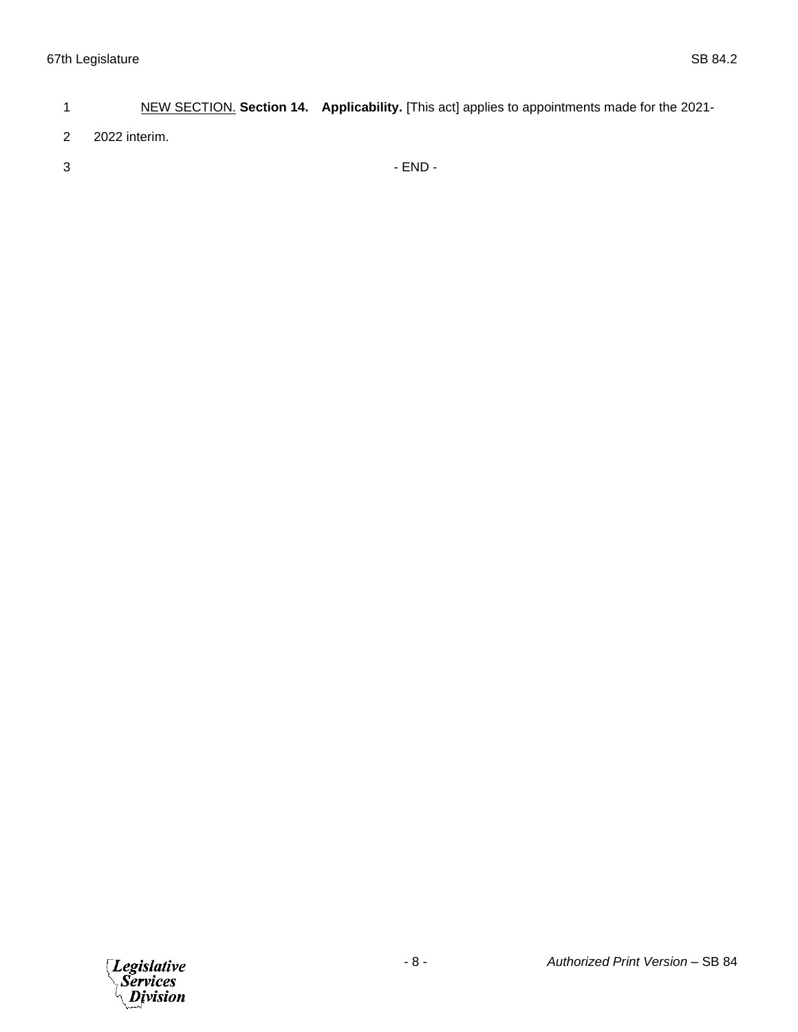<u>NEW SECTION.</u> **Section 14. Applicability.** [This act] applies to appointments made for the 2021-2022 interim.

- END -